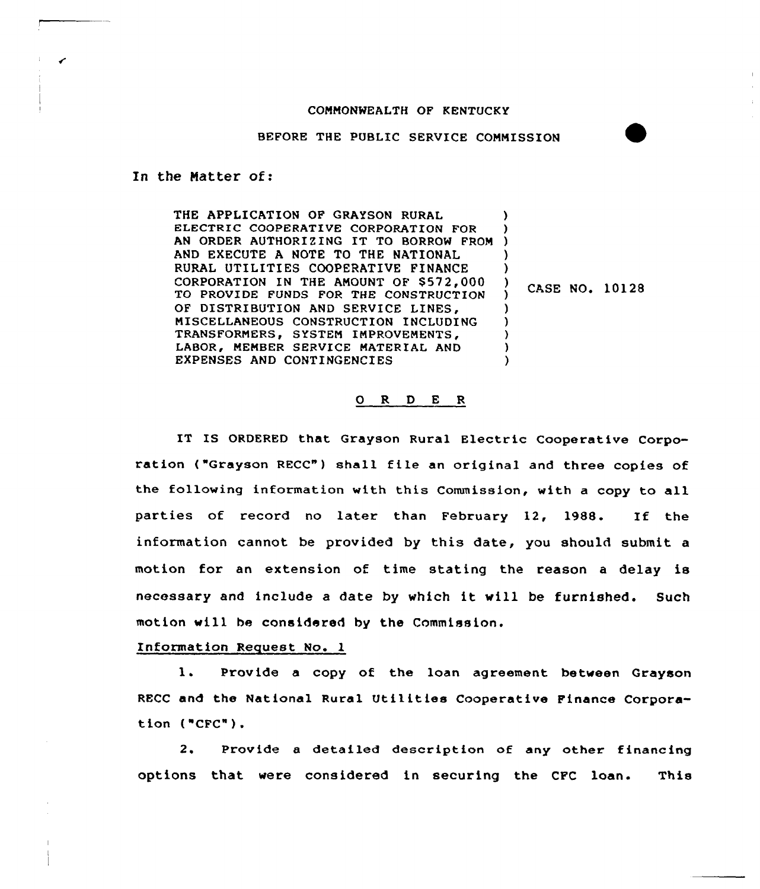COMMONWEALTH OF KENTUCKY

BEFORE THE PUBLIC SERVICE COMMISSION

In the Matter of:

THE APPLICATION OF GRAYSON RURAL ELECTRIC COOPERATIVE CORPORATION FOR AN ORDER AUTHORIZING IT TO BORROW FROM AND EXECUTE A NOTE TO THE NATIONAL RURAL UTILITIES COOPERATIVE FINANCE CORPORATION IN THE AMOUNT OF $572,000 TO PROVIDE FUNDS FOR THE CONSTRUCTION OF DISTRIBUTION AND SERVICE LINES, MISCELLANEOUS CONSTRUCTION INCLUDING TRANSFORMERS, SYSTEM IMPROVEMENTS, LABOR, MEMBER SERVICE MATERIAL AND EXPENSES AND CONTINGENCIES ) CASE NO. 10128

## O R D E R

IT IS ORDERED that Grayson Rural Electric Cooperative Corporation ("Grayson RECC") shall file an original and three copies of the following information with this Commission, with a copy to all parties of record no later than February 12, 1988. If the information cannot be provided by this date, you should submit a motion for an extension of time stating the reason a delay is necessary and include a date by which it will be furnished. Such motion will be considered by the Commission.

Information Request No. 1

1. Provide a copy of the loan agreement between Grayson RECC and the National Rural Utilities Cooperative Finance Corporation ("CFC").

2. Provide a detailed description of any other financing options that were considered in securing the CFC loan. This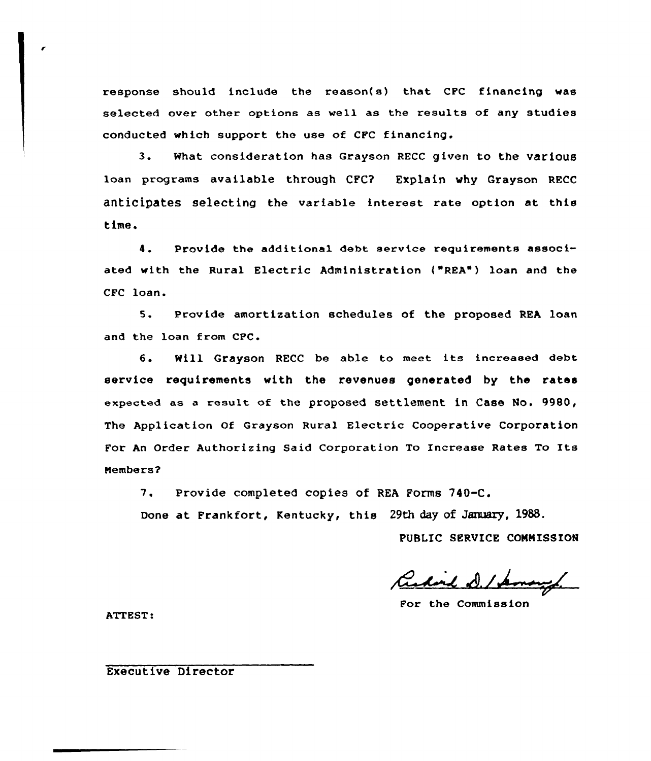response should include the reason(s) that CFC financing was selected over other options as well as the results of any studies conducted which support the use of CFC financing.

3. What consideration has Grayson RECC given to the various loan programs available through CFC? Explain why Grayson RECC anticipates selecting the variable interest rate option at this time.

4. Provide the additional debt service requirements associated with the Rural Electric Administration ("REA") loan and the CFC loan.

5. Provide amortization schedules of the proposed REA loan and the loan from CFC.

6. Will Grayson RECC be able to meet its increased debt service requirements with the revenues generated by the rates expected as a result of the proposed settlement in Case No. 9980, The Application Of Grayson Rural Electric Cooperative Corporation For An Order Authorizing Said Corporation To Increase Rates To Its Members?

7. Provide completed copies of REA Forms 740-C.

Done at Frankfort, Kentucky, this 29th day of January, 1988.

PUBLIC SERVICE COMMISSION

For the Commission

ATTEST:

Executive Director